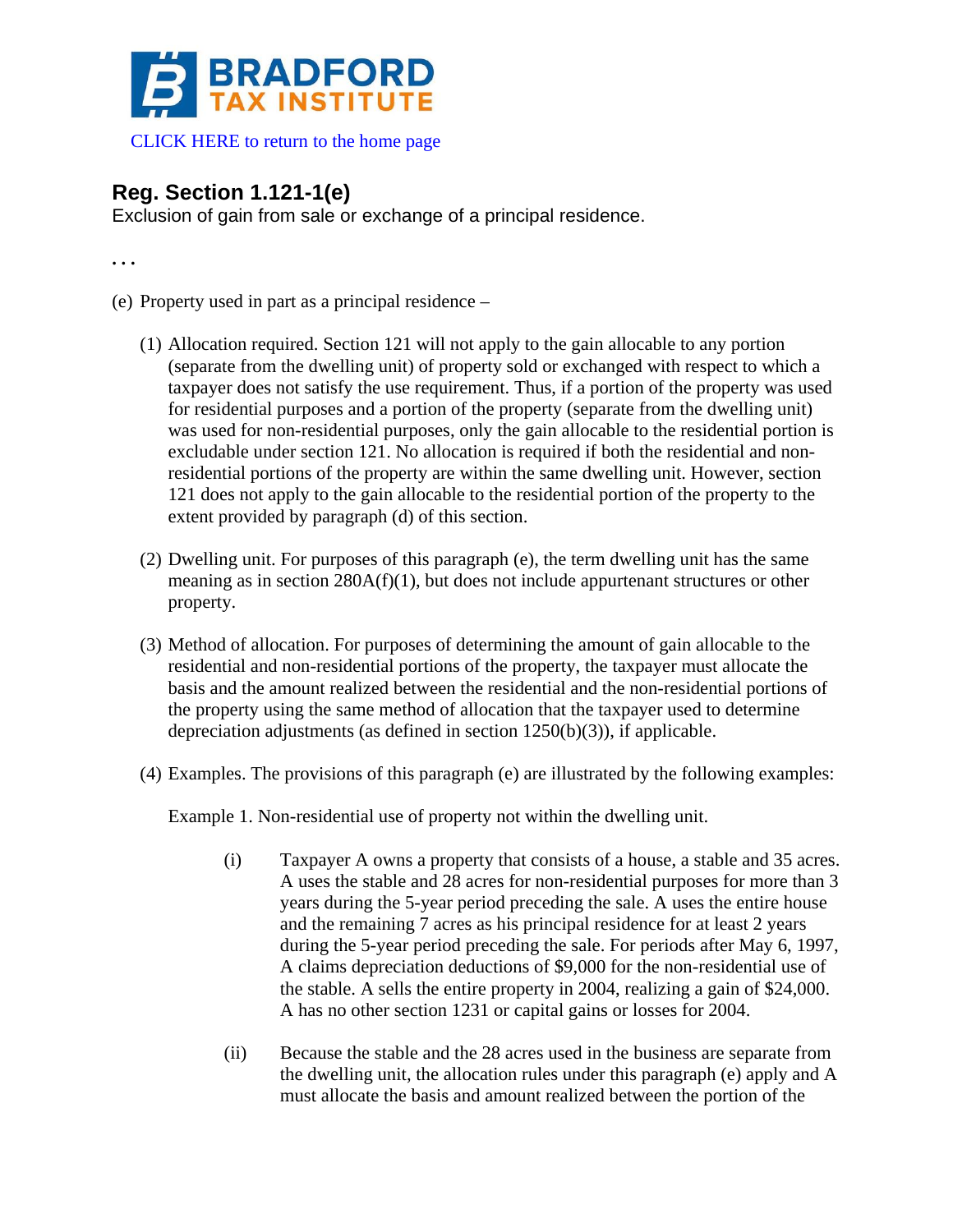BRADFORD TAX INSTITUTE

CLICK HERE to return to the home page

## Reg. Section 1.121-1(e)

Exclusion of gain from sale or exchange of a principal residence.

. . .

(e) Property used in part as a principal residence –

(1) Allocation required. Section 121 will not apply to the gain allocable to any portion (separate from the dwelling unit) of property sold or exchanged with respect to which a taxpayer does not satisfy the use requirement. Thus, if a portion of the property was used for residential purposes and a portion of the property (separate from the dwelling unit) was used for non-residential purposes, only the gain allocable to the residential portion is excludable under section 121. No allocation is required if both the residential and non-residential portions of the property are within the same dwelling unit. However, section 121 does not apply to the gain allocable to the residential portion of the property to the extent provided by paragraph (d) of this section.

(2) Dwelling unit. For purposes of this paragraph (e), the term dwelling unit has the same meaning as in section 280A(f)(1), but does not include appurtenant structures or other property.

(3) Method of allocation. For purposes of determining the amount of gain allocable to the residential and non-residential portions of the property, the taxpayer must allocate the basis and the amount realized between the residential and the non-residential portions of the property using the same method of allocation that the taxpayer used to determine depreciation adjustments (as defined in section 1250(b)(3)), if applicable.

(4) Examples. The provisions of this paragraph (e) are illustrated by the following examples:

Example 1. Non-residential use of property not within the dwelling unit.

(i) Taxpayer A owns a property that consists of a house, a stable and 35 acres. A uses the stable and 28 acres for non-residential purposes for more than 3 years during the 5-year period preceding the sale. A uses the entire house and the remaining 7 acres as his principal residence for at least 2 years during the 5-year period preceding the sale. For periods after May 6, 1997, A claims depreciation deductions of $9,000 for the non-residential use of the stable. A sells the entire property in 2004, realizing a gain of $24,000. A has no other section 1231 or capital gains or losses for 2004.

(ii) Because the stable and the 28 acres used in the business are separate from the dwelling unit, the allocation rules under this paragraph (e) apply and A must allocate the basis and amount realized between the portion of the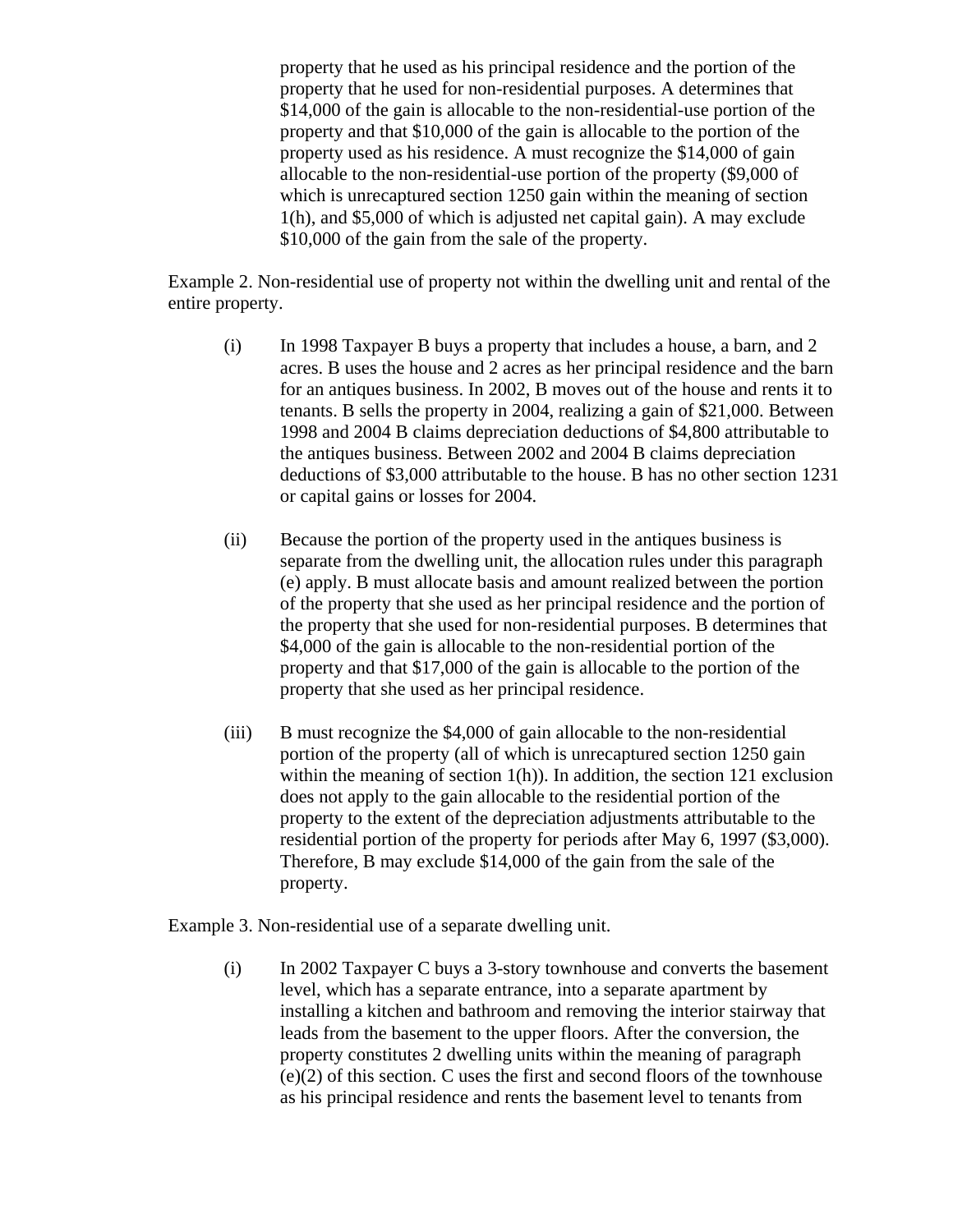property that he used as his principal residence and the portion of the property that he used for non-residential purposes. A determines that $14,000 of the gain is allocable to the non-residential-use portion of the property and that $10,000 of the gain is allocable to the portion of the property used as his residence. A must recognize the $14,000 of gain allocable to the non-residential-use portion of the property ($9,000 of which is unrecaptured section 1250 gain within the meaning of section 1(h), and $5,000 of which is adjusted net capital gain). A may exclude $10,000 of the gain from the sale of the property.

Example 2. Non-residential use of property not within the dwelling unit and rental of the entire property.

(i) In 1998 Taxpayer B buys a property that includes a house, a barn, and 2 acres. B uses the house and 2 acres as her principal residence and the barn for an antiques business. In 2002, B moves out of the house and rents it to tenants. B sells the property in 2004, realizing a gain of $21,000. Between 1998 and 2004 B claims depreciation deductions of $4,800 attributable to the antiques business. Between 2002 and 2004 B claims depreciation deductions of $3,000 attributable to the house. B has no other section 1231 or capital gains or losses for 2004.

(ii) Because the portion of the property used in the antiques business is separate from the dwelling unit, the allocation rules under this paragraph (e) apply. B must allocate basis and amount realized between the portion of the property that she used as her principal residence and the portion of the property that she used for non-residential purposes. B determines that $4,000 of the gain is allocable to the non-residential portion of the property and that $17,000 of the gain is allocable to the portion of the property that she used as her principal residence.

(iii) B must recognize the $4,000 of gain allocable to the non-residential portion of the property (all of which is unrecaptured section 1250 gain within the meaning of section 1(h)). In addition, the section 121 exclusion does not apply to the gain allocable to the residential portion of the property to the extent of the depreciation adjustments attributable to the residential portion of the property for periods after May 6, 1997 ($3,000). Therefore, B may exclude $14,000 of the gain from the sale of the property.

Example 3. Non-residential use of a separate dwelling unit.

(i) In 2002 Taxpayer C buys a 3-story townhouse and converts the basement level, which has a separate entrance, into a separate apartment by installing a kitchen and bathroom and removing the interior stairway that leads from the basement to the upper floors. After the conversion, the property constitutes 2 dwelling units within the meaning of paragraph (e)(2) of this section. C uses the first and second floors of the townhouse as his principal residence and rents the basement level to tenants from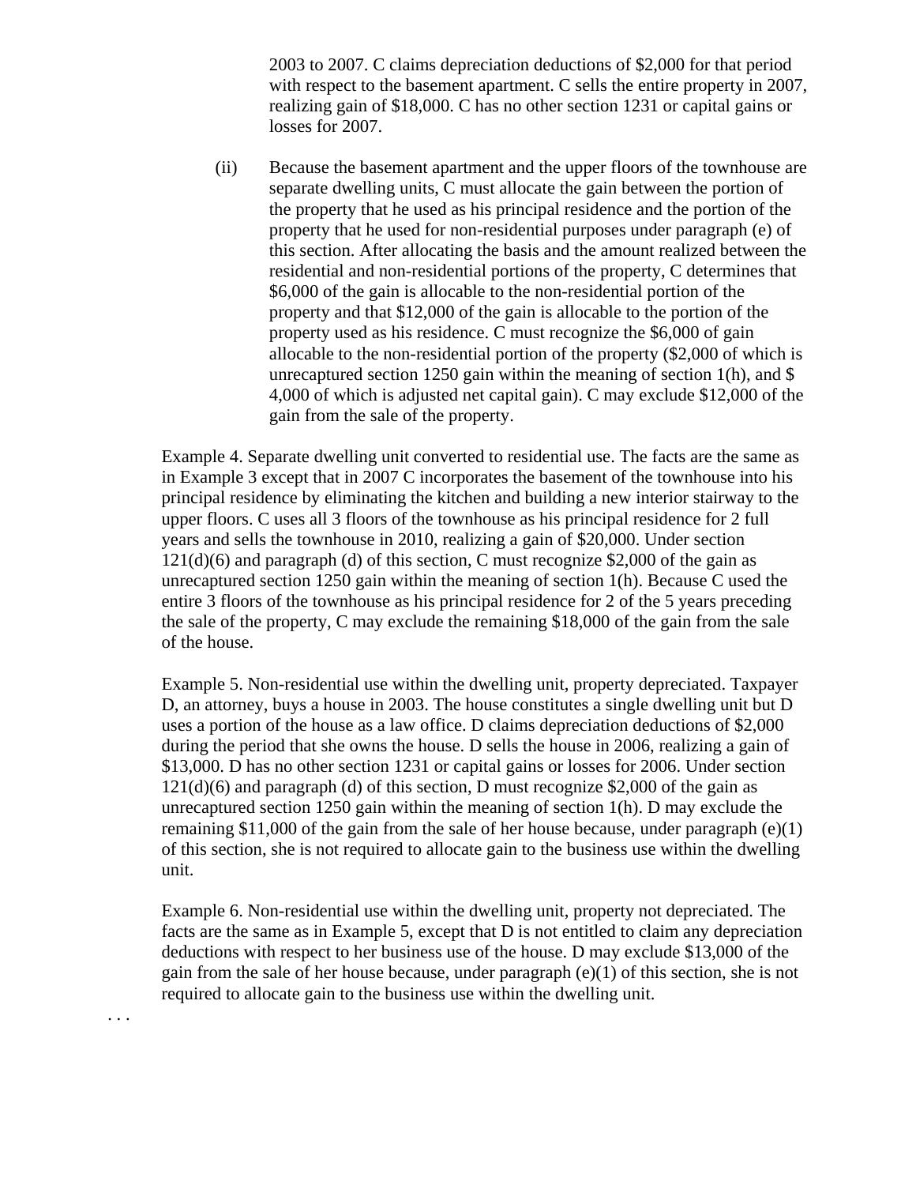2003 to 2007. C claims depreciation deductions of $2,000 for that period with respect to the basement apartment. C sells the entire property in 2007, realizing gain of $18,000. C has no other section 1231 or capital gains or losses for 2007.

(ii) Because the basement apartment and the upper floors of the townhouse are separate dwelling units, C must allocate the gain between the portion of the property that he used as his principal residence and the portion of the property that he used for non-residential purposes under paragraph (e) of this section. After allocating the basis and the amount realized between the residential and non-residential portions of the property, C determines that $6,000 of the gain is allocable to the non-residential portion of the property and that $12,000 of the gain is allocable to the portion of the property used as his residence. C must recognize the $6,000 of gain allocable to the non-residential portion of the property ($2,000 of which is unrecaptured section 1250 gain within the meaning of section 1(h), and $ 4,000 of which is adjusted net capital gain). C may exclude $12,000 of the gain from the sale of the property.

Example 4. Separate dwelling unit converted to residential use. The facts are the same as in Example 3 except that in 2007 C incorporates the basement of the townhouse into his principal residence by eliminating the kitchen and building a new interior stairway to the upper floors. C uses all 3 floors of the townhouse as his principal residence for 2 full years and sells the townhouse in 2010, realizing a gain of $20,000. Under section 121(d)(6) and paragraph (d) of this section, C must recognize $2,000 of the gain as unrecaptured section 1250 gain within the meaning of section 1(h). Because C used the entire 3 floors of the townhouse as his principal residence for 2 of the 5 years preceding the sale of the property, C may exclude the remaining $18,000 of the gain from the sale of the house.

Example 5. Non-residential use within the dwelling unit, property depreciated. Taxpayer D, an attorney, buys a house in 2003. The house constitutes a single dwelling unit but D uses a portion of the house as a law office. D claims depreciation deductions of $2,000 during the period that she owns the house. D sells the house in 2006, realizing a gain of $13,000. D has no other section 1231 or capital gains or losses for 2006. Under section 121(d)(6) and paragraph (d) of this section, D must recognize $2,000 of the gain as unrecaptured section 1250 gain within the meaning of section 1(h). D may exclude the remaining $11,000 of the gain from the sale of her house because, under paragraph (e)(1) of this section, she is not required to allocate gain to the business use within the dwelling unit.

Example 6. Non-residential use within the dwelling unit, property not depreciated. The facts are the same as in Example 5, except that D is not entitled to claim any depreciation deductions with respect to her business use of the house. D may exclude $13,000 of the gain from the sale of her house because, under paragraph (e)(1) of this section, she is not required to allocate gain to the business use within the dwelling unit.

. . .